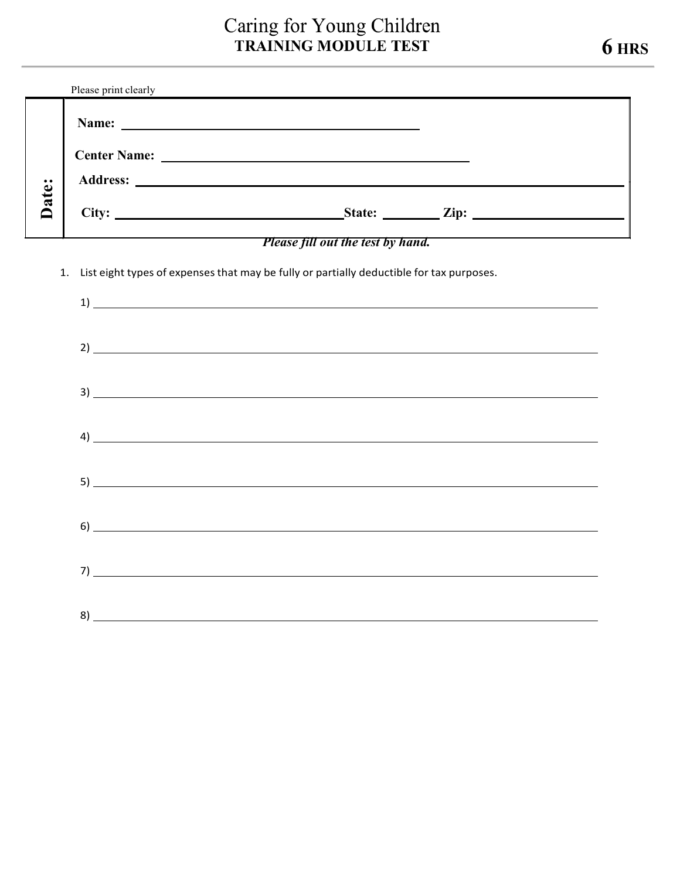# Caring for Young Children
## TRAINING MODULE TEST

**6 HRS**

Please print clearly

**Date:**

**Name:** ______________________________

**Center Name:** ______________________________

**Address:** ______________________________

**City:** ______________________________ **State:** __________ **Zip:** ______________

***Please fill out the test by hand.***

1. List eight types of expenses that may be fully or partially deductible for tax purposes.

   1) ______________________________

   2) ______________________________

   3) ______________________________

   4) ______________________________

   5) ______________________________

   6) ______________________________

   7) ______________________________

   8) ______________________________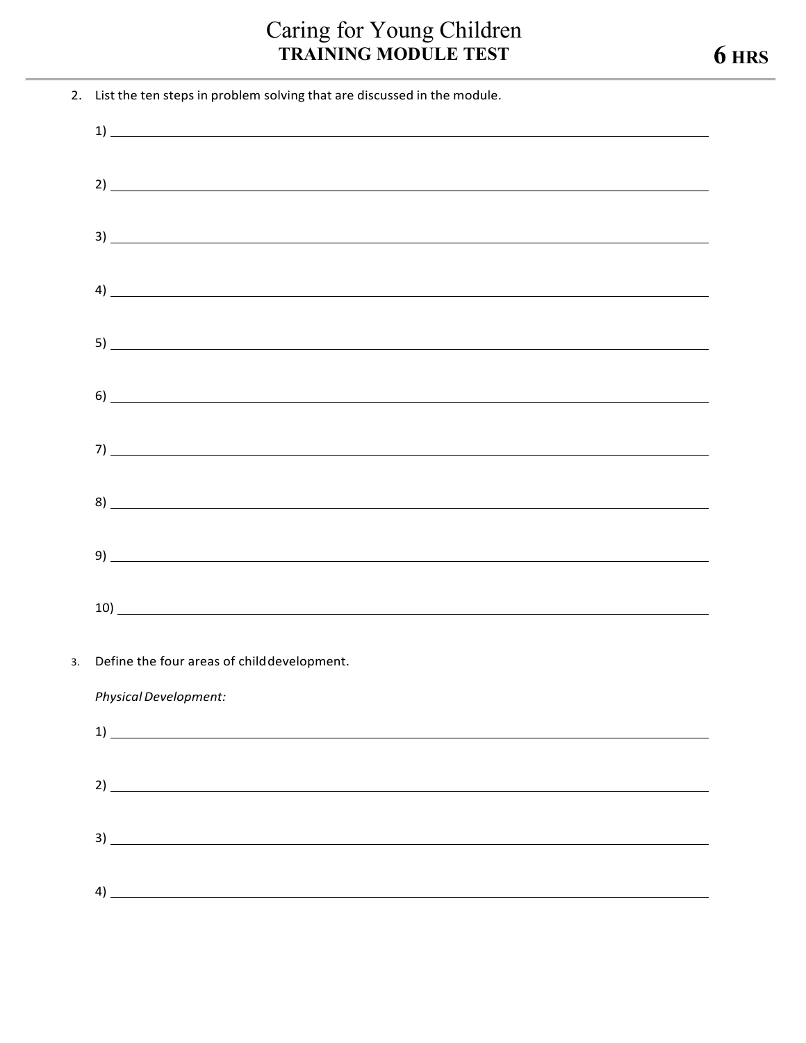2. List the ten steps in problem solving that are discussed in the module.

   1) ______________________________

   2) ______________________________

   3) ______________________________

   4) ______________________________

   5) ______________________________

   6) ______________________________

   7) ______________________________

   8) ______________________________

   9) ______________________________

   10) ______________________________

3. Define the four areas of child development.

   *Physical Development:*

   1) ______________________________

   2) ______________________________

   3) ______________________________

   4) ______________________________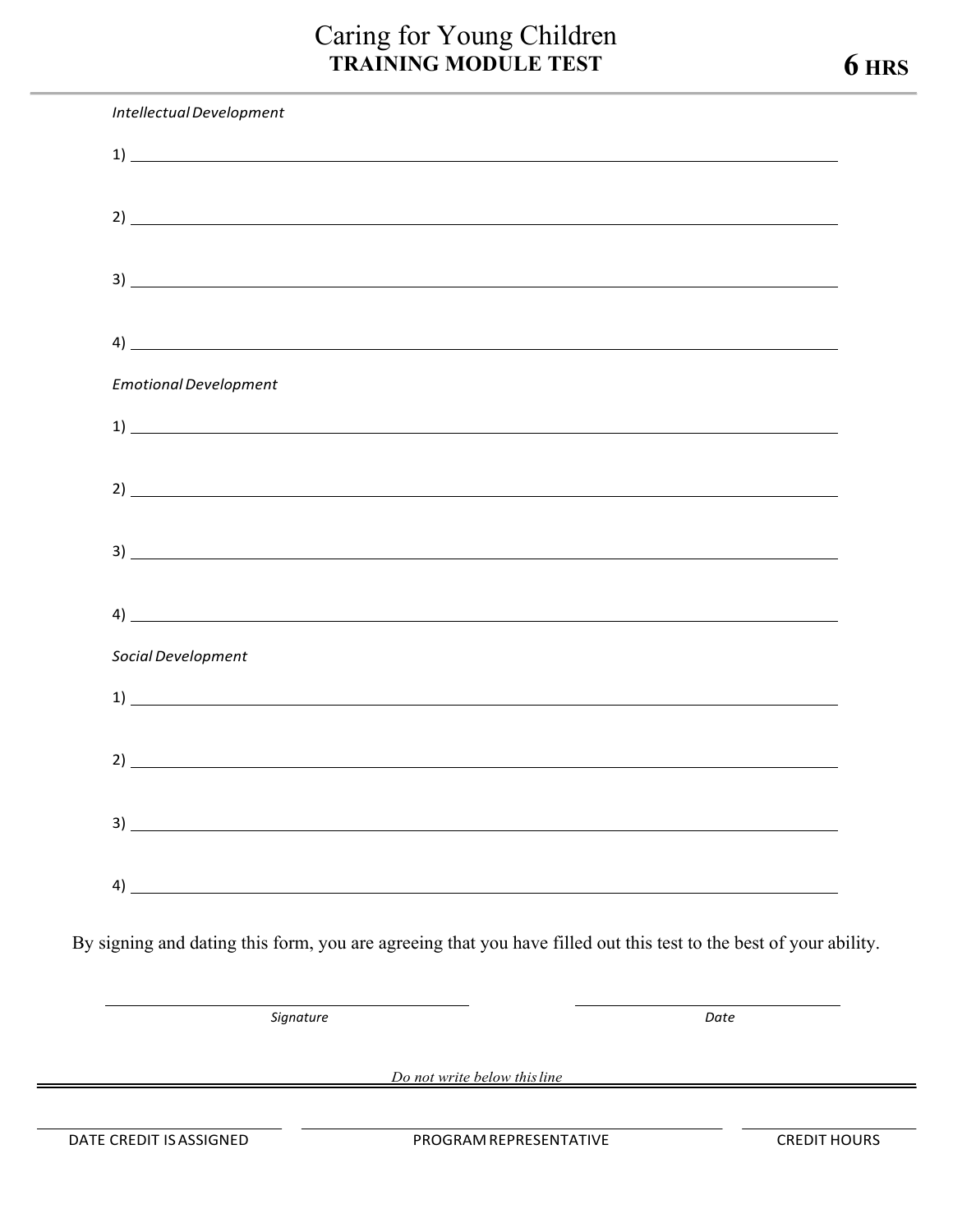# Caring for Young Children
## TRAINING MODULE TEST

**6 HRS**

*Intellectual Development*

1) ______________________________

2) ______________________________

3) ______________________________

4) ______________________________

*Emotional Development*

1) ______________________________

2) ______________________________

3) ______________________________

4) ______________________________

*Social Development*

1) ______________________________

2) ______________________________

3) ______________________________

4) ______________________________

By signing and dating this form, you are agreeing that you have filled out this test to the best of your ability.

______________________________ Signature

______________________________ Date

*Do not write below this line*

______________________________ DATE CREDIT IS ASSIGNED

______________________________ PROGRAM REPRESENTATIVE

______________________________ CREDIT HOURS